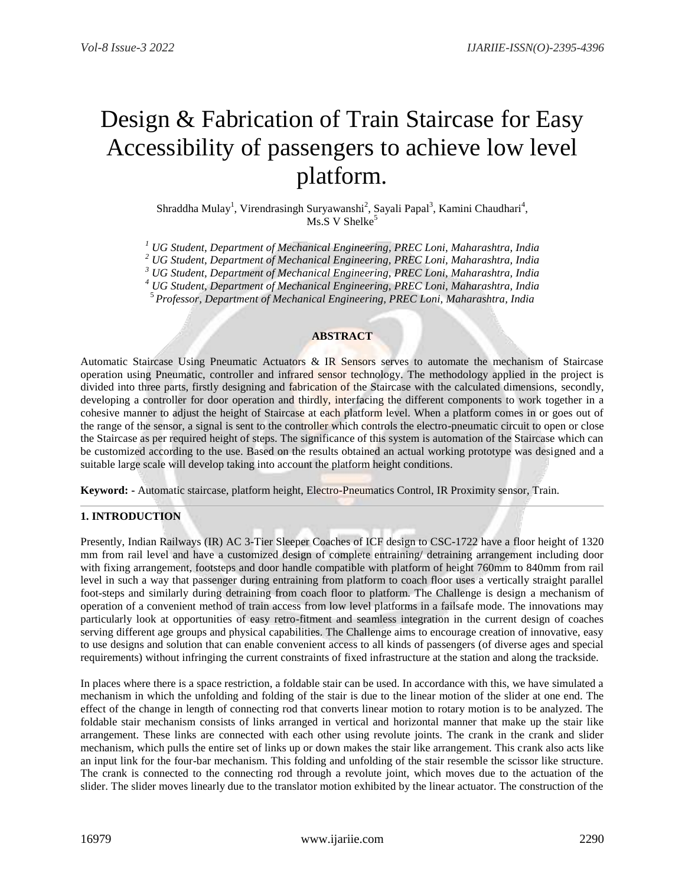# Design & Fabrication of Train Staircase for Easy Accessibility of passengers to achieve low level platform.

Shraddha Mulay[1], Virendrasingh Suryawanshi[2], Sayali Papal[3], Kamini Chaudhari[4], Ms.S V Shelke[5]

[1] *UG Student, Department of Mechanical Engineering, PREC Loni, Maharashtra, India*
[2] *UG Student, Department of Mechanical Engineering, PREC Loni, Maharashtra, India*
[3] *UG Student, Department of Mechanical Engineering, PREC Loni, Maharashtra, India*
[4] *UG Student, Department of Mechanical Engineering, PREC Loni, Maharashtra, India*
[5] *Professor, Department of Mechanical Engineering, PREC Loni, Maharashtra, India*

## ABSTRACT

Automatic Staircase Using Pneumatic Actuators & IR Sensors serves to automate the mechanism of Staircase operation using Pneumatic, controller and infrared sensor technology. The methodology applied in the project is divided into three parts, firstly designing and fabrication of the Staircase with the calculated dimensions, secondly, developing a controller for door operation and thirdly, interfacing the different components to work together in a cohesive manner to adjust the height of Staircase at each platform level. When a platform comes in or goes out of the range of the sensor, a signal is sent to the controller which controls the electro-pneumatic circuit to open or close the Staircase as per required height of steps. The significance of this system is automation of the Staircase which can be customized according to the use. Based on the results obtained an actual working prototype was designed and a suitable large scale will develop taking into account the platform height conditions.

**Keyword: -** Automatic staircase, platform height, Electro-Pneumatics Control, IR Proximity sensor, Train.

## 1. INTRODUCTION

Presently, Indian Railways (IR) AC 3-Tier Sleeper Coaches of ICF design to CSC-1722 have a floor height of 1320 mm from rail level and have a customized design of complete entraining/ detraining arrangement including door with fixing arrangement, footsteps and door handle compatible with platform of height 760mm to 840mm from rail level in such a way that passenger during entraining from platform to coach floor uses a vertically straight parallel foot-steps and similarly during detraining from coach floor to platform. The Challenge is design a mechanism of operation of a convenient method of train access from low level platforms in a failsafe mode. The innovations may particularly look at opportunities of easy retro-fitment and seamless integration in the current design of coaches serving different age groups and physical capabilities. The Challenge aims to encourage creation of innovative, easy to use designs and solution that can enable convenient access to all kinds of passengers (of diverse ages and special requirements) without infringing the current constraints of fixed infrastructure at the station and along the trackside.

In places where there is a space restriction, a foldable stair can be used. In accordance with this, we have simulated a mechanism in which the unfolding and folding of the stair is due to the linear motion of the slider at one end. The effect of the change in length of connecting rod that converts linear motion to rotary motion is to be analyzed. The foldable stair mechanism consists of links arranged in vertical and horizontal manner that make up the stair like arrangement. These links are connected with each other using revolute joints. The crank in the crank and slider mechanism, which pulls the entire set of links up or down makes the stair like arrangement. This crank also acts like an input link for the four-bar mechanism. This folding and unfolding of the stair resemble the scissor like structure. The crank is connected to the connecting rod through a revolute joint, which moves due to the actuation of the slider. The slider moves linearly due to the translator motion exhibited by the linear actuator. The construction of the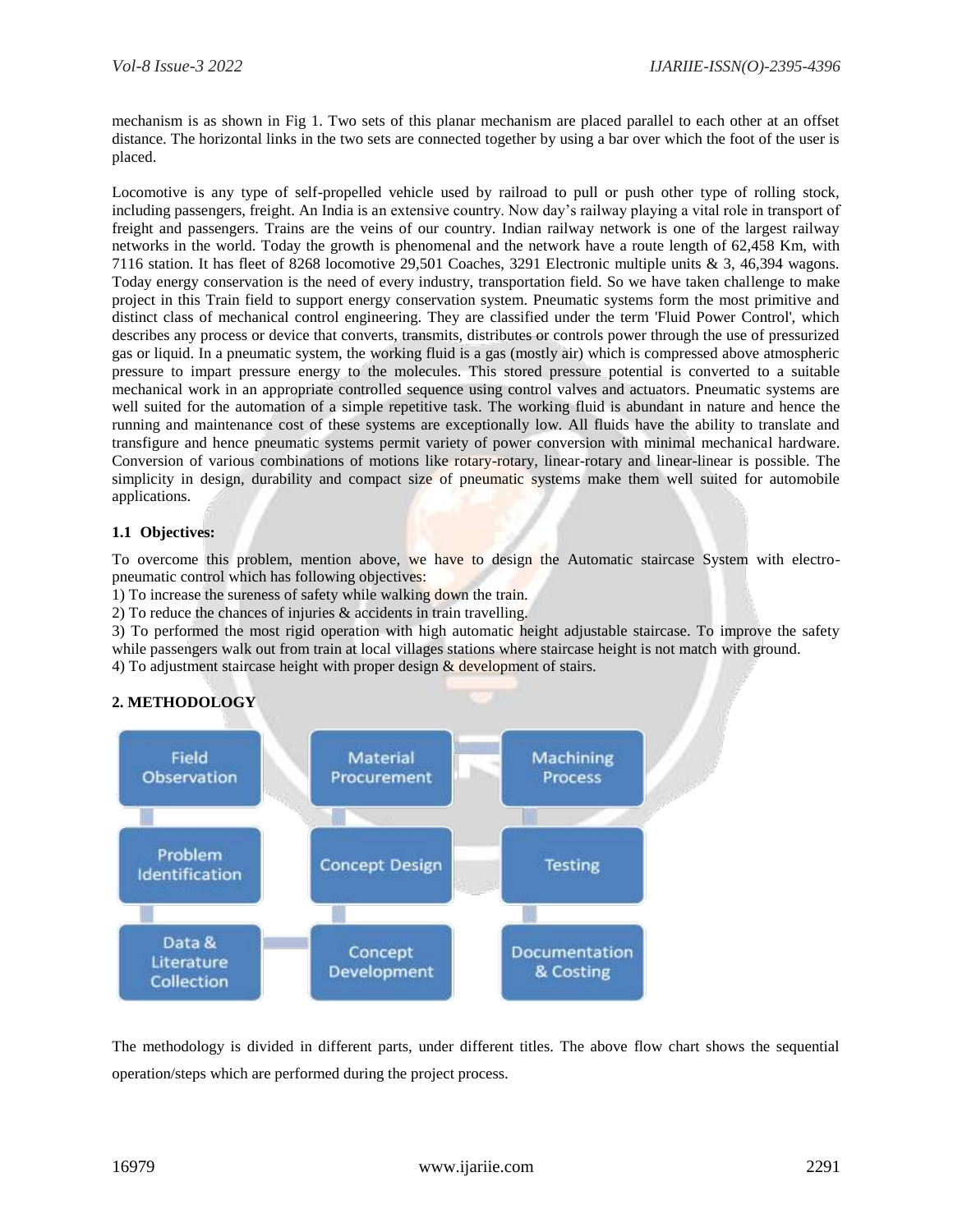mechanism is as shown in Fig 1. Two sets of this planar mechanism are placed parallel to each other at an offset distance. The horizontal links in the two sets are connected together by using a bar over which the foot of the user is placed.

Locomotive is any type of self-propelled vehicle used by railroad to pull or push other type of rolling stock, including passengers, freight. An India is an extensive country. Now day's railway playing a vital role in transport of freight and passengers. Trains are the veins of our country. Indian railway network is one of the largest railway networks in the world. Today the growth is phenomenal and the network have a route length of 62,458 Km, with 7116 station. It has fleet of 8268 locomotive 29,501 Coaches, 3291 Electronic multiple units & 3, 46,394 wagons. Today energy conservation is the need of every industry, transportation field. So we have taken challenge to make project in this Train field to support energy conservation system. Pneumatic systems form the most primitive and distinct class of mechanical control engineering. They are classified under the term 'Fluid Power Control', which describes any process or device that converts, transmits, distributes or controls power through the use of pressurized gas or liquid. In a pneumatic system, the working fluid is a gas (mostly air) which is compressed above atmospheric pressure to impart pressure energy to the molecules. This stored pressure potential is converted to a suitable mechanical work in an appropriate controlled sequence using control valves and actuators. Pneumatic systems are well suited for the automation of a simple repetitive task. The working fluid is abundant in nature and hence the running and maintenance cost of these systems are exceptionally low. All fluids have the ability to translate and transfigure and hence pneumatic systems permit variety of power conversion with minimal mechanical hardware. Conversion of various combinations of motions like rotary-rotary, linear-rotary and linear-linear is possible. The simplicity in design, durability and compact size of pneumatic systems make them well suited for automobile applications.

### 1.1 Objectives:

To overcome this problem, mention above, we have to design the Automatic staircase System with electro-pneumatic control which has following objectives:

1) To increase the sureness of safety while walking down the train.
2) To reduce the chances of injuries & accidents in train travelling.
3) To performed the most rigid operation with high automatic height adjustable staircase. To improve the safety while passengers walk out from train at local villages stations where staircase height is not match with ground.
4) To adjustment staircase height with proper design & development of stairs.

## 2. METHODOLOGY

- Field Observation
- Problem Identification
- Data & Literature Collection
- Concept Development
- Concept Design
- Material Procurement
- Machining Process
- Testing
- Documentation & Costing

The methodology is divided in different parts, under different titles. The above flow chart shows the sequential operation/steps which are performed during the project process.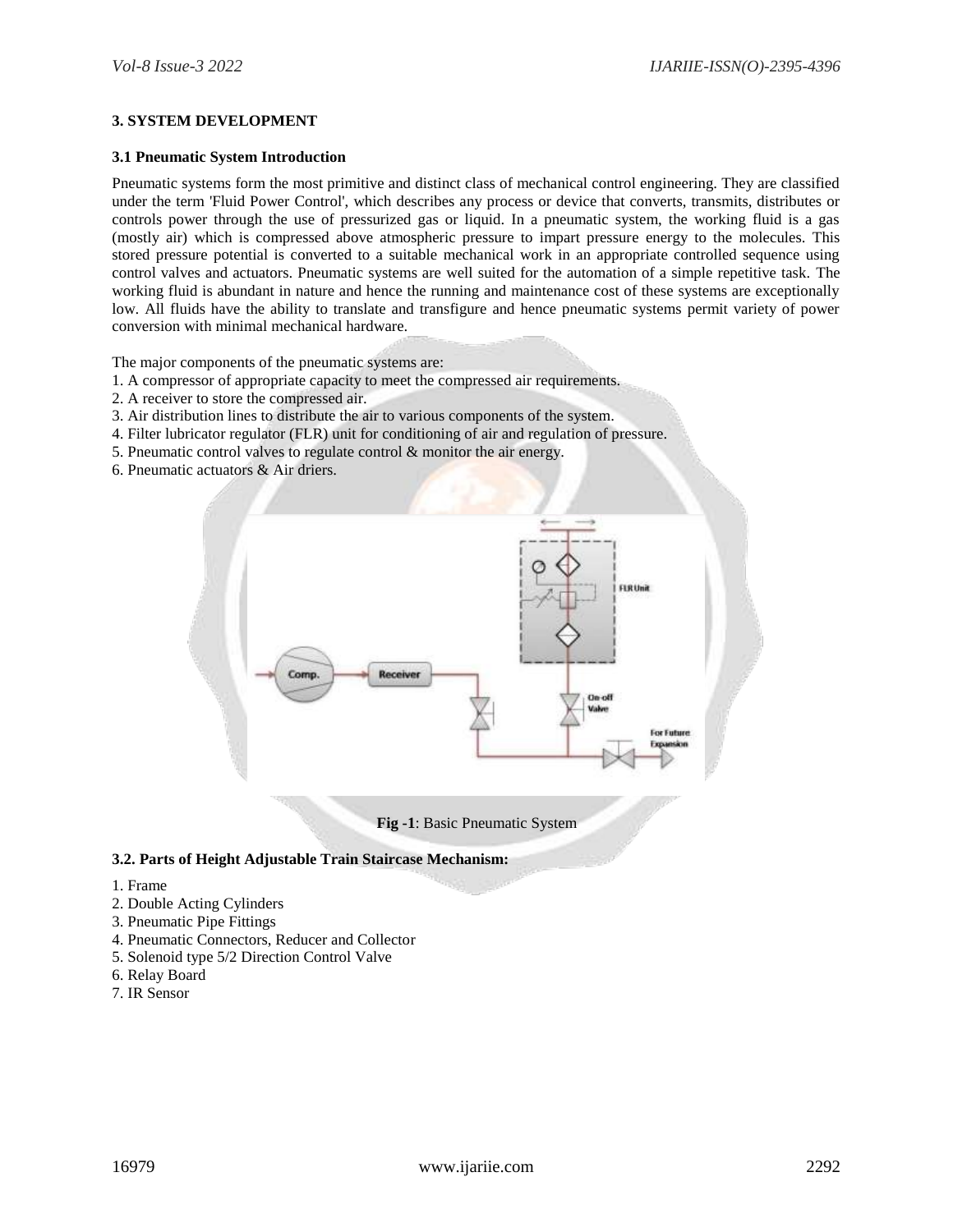## 3. SYSTEM DEVELOPMENT

### 3.1 Pneumatic System Introduction

Pneumatic systems form the most primitive and distinct class of mechanical control engineering. They are classified under the term 'Fluid Power Control', which describes any process or device that converts, transmits, distributes or controls power through the use of pressurized gas or liquid. In a pneumatic system, the working fluid is a gas (mostly air) which is compressed above atmospheric pressure to impart pressure energy to the molecules. This stored pressure potential is converted to a suitable mechanical work in an appropriate controlled sequence using control valves and actuators. Pneumatic systems are well suited for the automation of a simple repetitive task. The working fluid is abundant in nature and hence the running and maintenance cost of these systems are exceptionally low. All fluids have the ability to translate and transfigure and hence pneumatic systems permit variety of power conversion with minimal mechanical hardware.

The major components of the pneumatic systems are:

1. A compressor of appropriate capacity to meet the compressed air requirements.
2. A receiver to store the compressed air.
3. Air distribution lines to distribute the air to various components of the system.
4. Filter lubricator regulator (FLR) unit for conditioning of air and regulation of pressure.
5. Pneumatic control valves to regulate control & monitor the air energy.
6. Pneumatic actuators & Air driers.

**Fig -1**: Basic Pneumatic System

### 3.2. Parts of Height Adjustable Train Staircase Mechanism:

1. Frame
2. Double Acting Cylinders
3. Pneumatic Pipe Fittings
4. Pneumatic Connectors, Reducer and Collector
5. Solenoid type 5/2 Direction Control Valve
6. Relay Board
7. IR Sensor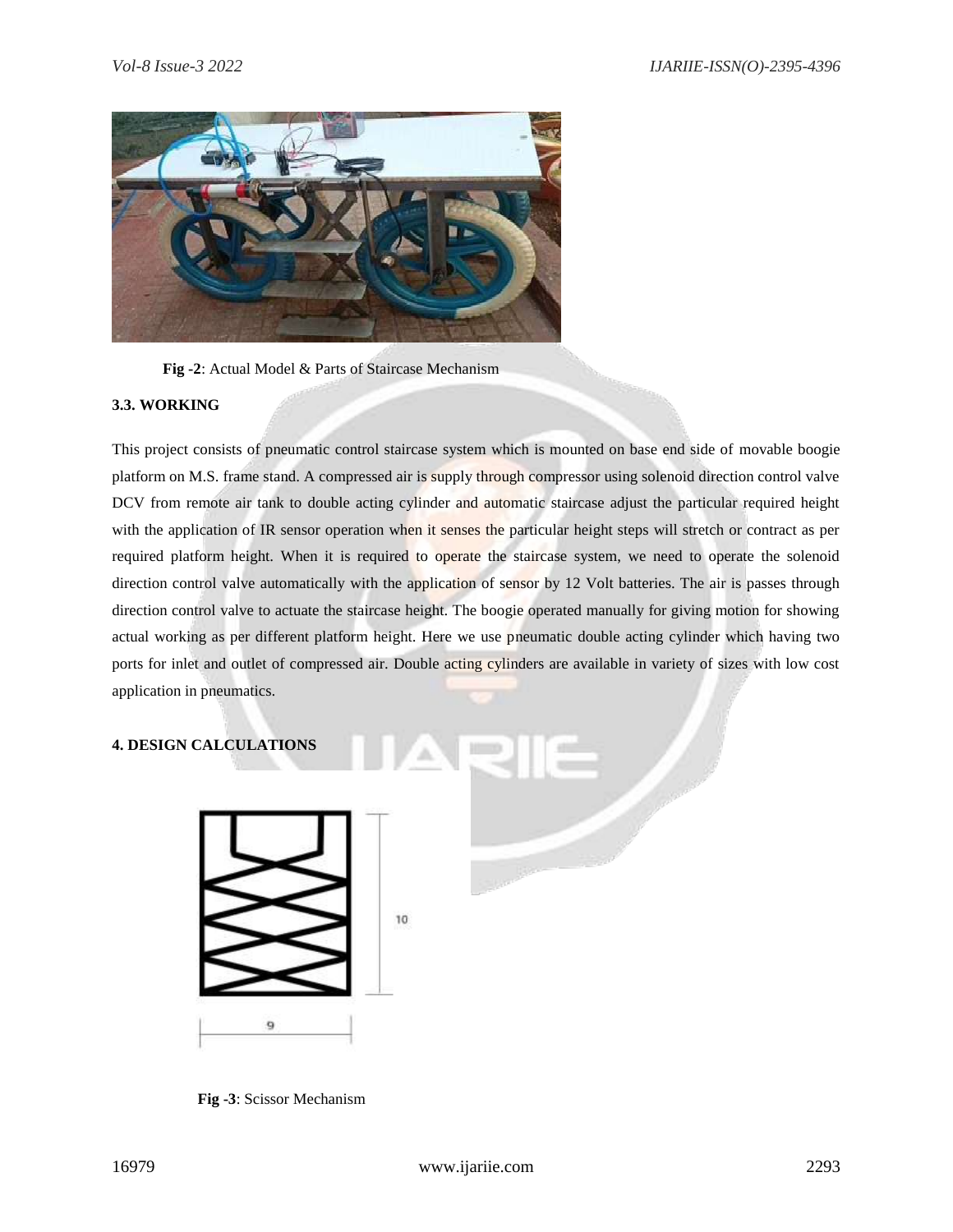**Fig -2**: Actual Model & Parts of Staircase Mechanism

### 3.3. WORKING

This project consists of pneumatic control staircase system which is mounted on base end side of movable boogie platform on M.S. frame stand. A compressed air is supply through compressor using solenoid direction control valve DCV from remote air tank to double acting cylinder and automatic staircase adjust the particular required height with the application of IR sensor operation when it senses the particular height steps will stretch or contract as per required platform height. When it is required to operate the staircase system, we need to operate the solenoid direction control valve automatically with the application of sensor by 12 Volt batteries. The air is passes through direction control valve to actuate the staircase height. The boogie operated manually for giving motion for showing actual working as per different platform height. Here we use pneumatic double acting cylinder which having two ports for inlet and outlet of compressed air. Double acting cylinders are available in variety of sizes with low cost application in pneumatics.

## 4. DESIGN CALCULATIONS

**Fig -3**: Scissor Mechanism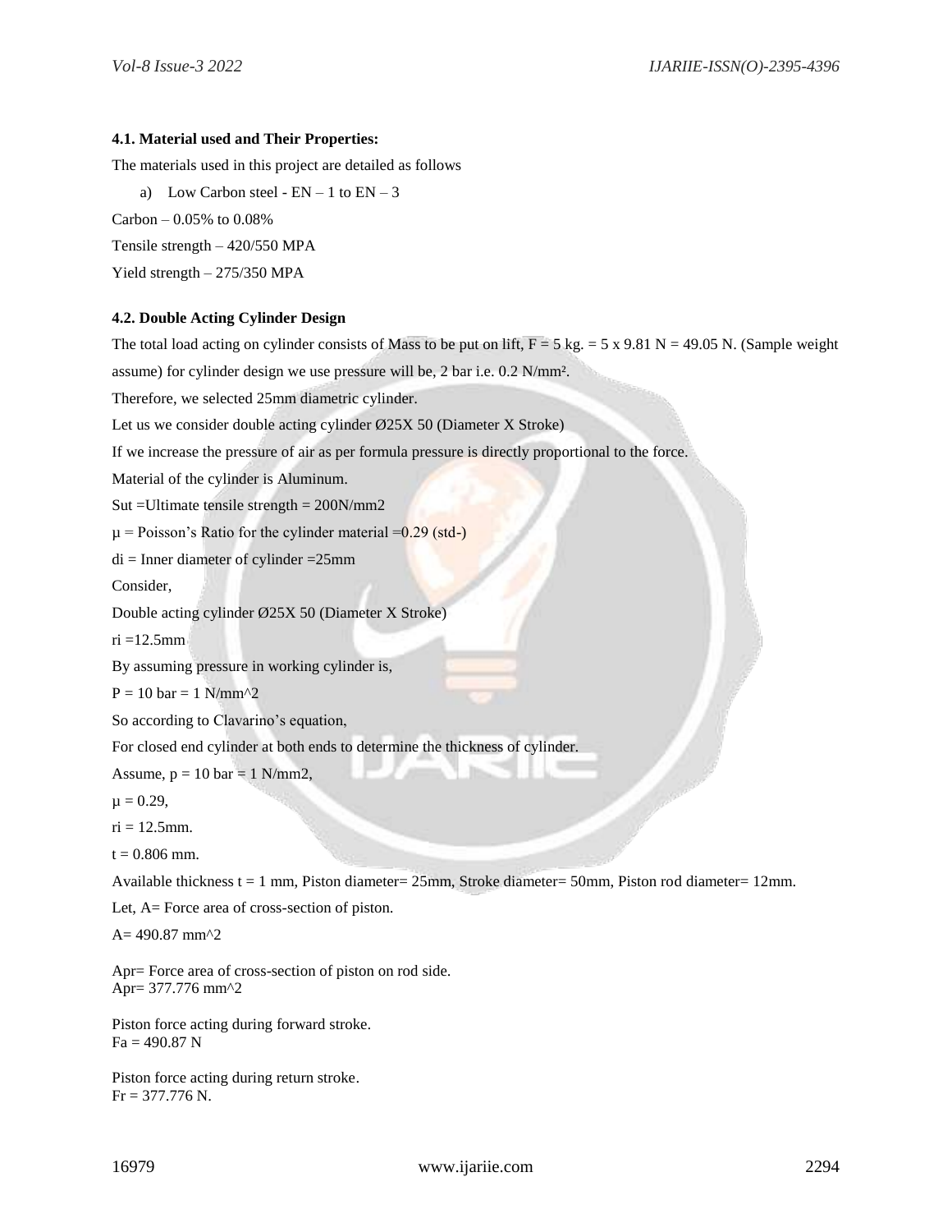#### 4.1. Material used and Their Properties:

The materials used in this project are detailed as follows

a) Low Carbon steel - EN – 1 to EN – 3

Carbon – 0.05% to 0.08%

Tensile strength – 420/550 MPA

Yield strength – 275/350 MPA

#### 4.2. Double Acting Cylinder Design

The total load acting on cylinder consists of Mass to be put on lift, F = 5 kg. = 5 x 9.81 N = 49.05 N. (Sample weight assume) for cylinder design we use pressure will be, 2 bar i.e. 0.2 $N/mm^2$.

Therefore, we selected 25mm diametric cylinder.

Let us we consider double acting cylinder Ø25X 50 (Diameter X Stroke)

If we increase the pressure of air as per formula pressure is directly proportional to the force.

Material of the cylinder is Aluminum.

Sut =Ultimate tensile strength = 200N/mm2

µ = Poisson's Ratio for the cylinder material =0.29 (std-)

di = Inner diameter of cylinder =25mm

Consider,

Double acting cylinder Ø25X 50 (Diameter X Stroke)

ri =12.5mm

By assuming pressure in working cylinder is,

P = 10 bar = 1 N/mm^2

So according to Clavarino's equation,

For closed end cylinder at both ends to determine the thickness of cylinder.

Assume, p = 10 bar = 1 N/mm2,

µ = 0.29,

ri = 12.5mm.

t = 0.806 mm.

Available thickness t = 1 mm, Piston diameter= 25mm, Stroke diameter= 50mm, Piston rod diameter= 12mm.

Let, A= Force area of cross-section of piston.

A= 490.87 mm^2

Apr= Force area of cross-section of piston on rod side.
Apr= 377.776 mm^2

Piston force acting during forward stroke.
Fa = 490.87 N

Piston force acting during return stroke.
Fr = 377.776 N.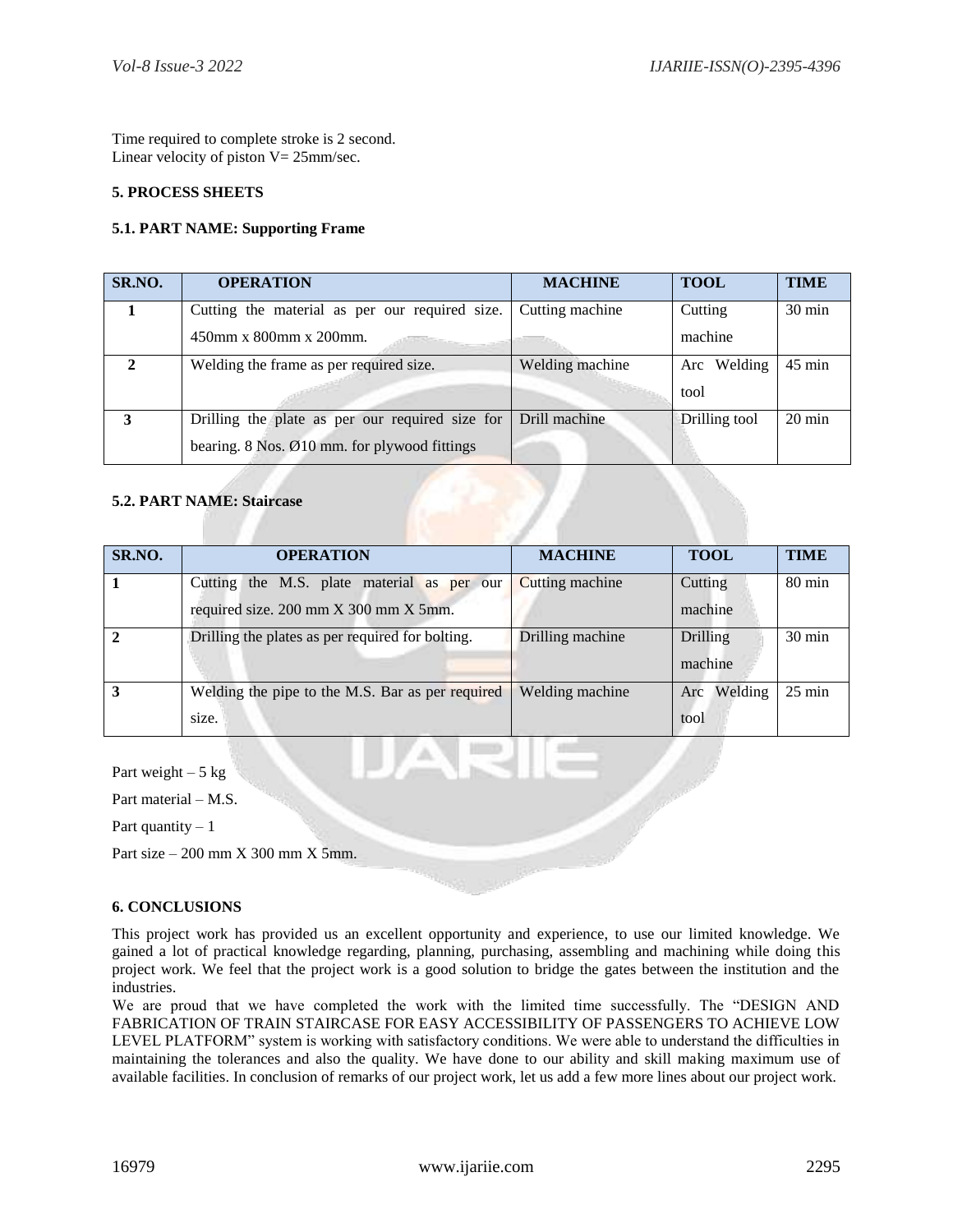Time required to complete stroke is 2 second.
Linear velocity of piston V= 25mm/sec.

### 5. PROCESS SHEETS

#### 5.1. PART NAME: Supporting Frame

| SR.NO. | OPERATION | MACHINE | TOOL | TIME |
|---|---|---|---|---|
| 1 | Cutting the material as per our required size. 450mm x 800mm x 200mm. | Cutting machine | Cutting machine | 30 min |
| 2 | Welding the frame as per required size. | Welding machine | Arc Welding tool | 45 min |
| 3 | Drilling the plate as per our required size for bearing. 8 Nos. Ø10 mm. for plywood fittings | Drill machine | Drilling tool | 20 min |

#### 5.2. PART NAME: Staircase

| SR.NO. | OPERATION | MACHINE | TOOL | TIME |
|---|---|---|---|---|
| 1 | Cutting the M.S. plate material as per our required size. 200 mm X 300 mm X 5mm. | Cutting machine | Cutting machine | 80 min |
| 2 | Drilling the plates as per required for bolting. | Drilling machine | Drilling machine | 30 min |
| 3 | Welding the pipe to the M.S. Bar as per required size. | Welding machine | Arc Welding tool | 25 min |

Part weight – 5 kg

Part material – M.S.

Part quantity – 1

Part size – 200 mm X 300 mm X 5mm.

### 6. CONCLUSIONS

This project work has provided us an excellent opportunity and experience, to use our limited knowledge. We gained a lot of practical knowledge regarding, planning, purchasing, assembling and machining while doing this project work. We feel that the project work is a good solution to bridge the gates between the institution and the industries.

We are proud that we have completed the work with the limited time successfully. The "DESIGN AND FABRICATION OF TRAIN STAIRCASE FOR EASY ACCESSIBILITY OF PASSENGERS TO ACHIEVE LOW LEVEL PLATFORM" system is working with satisfactory conditions. We were able to understand the difficulties in maintaining the tolerances and also the quality. We have done to our ability and skill making maximum use of available facilities. In conclusion of remarks of our project work, let us add a few more lines about our project work.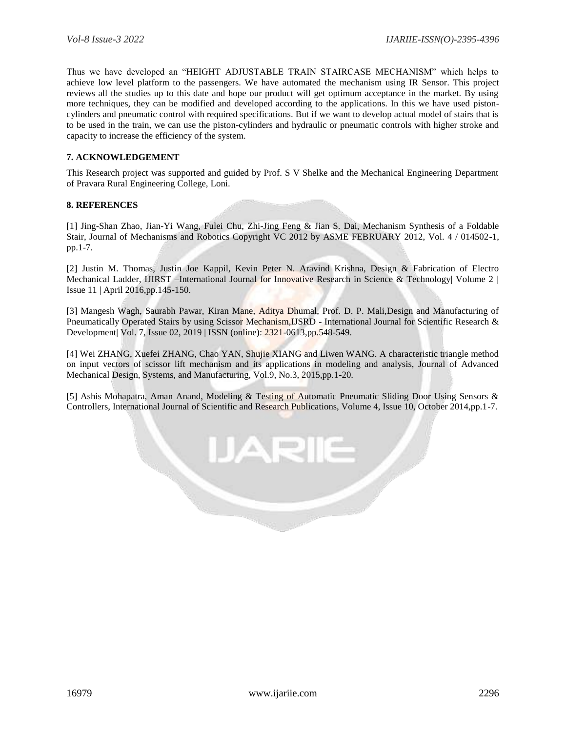Thus we have developed an "HEIGHT ADJUSTABLE TRAIN STAIRCASE MECHANISM" which helps to achieve low level platform to the passengers. We have automated the mechanism using IR Sensor. This project reviews all the studies up to this date and hope our product will get optimum acceptance in the market. By using more techniques, they can be modified and developed according to the applications. In this we have used piston-cylinders and pneumatic control with required specifications. But if we want to develop actual model of stairs that is to be used in the train, we can use the piston-cylinders and hydraulic or pneumatic controls with higher stroke and capacity to increase the efficiency of the system.

## 7. ACKNOWLEDGEMENT

This Research project was supported and guided by Prof. S V Shelke and the Mechanical Engineering Department of Pravara Rural Engineering College, Loni.

## 8. REFERENCES

[1] Jing-Shan Zhao, Jian-Yi Wang, Fulei Chu, Zhi-Jing Feng & Jian S. Dai, Mechanism Synthesis of a Foldable Stair, Journal of Mechanisms and Robotics Copyright VC 2012 by ASME FEBRUARY 2012, Vol. 4 / 014502-1, pp.1-7.

[2] Justin M. Thomas, Justin Joe Kappil, Kevin Peter N. Aravind Krishna, Design & Fabrication of Electro Mechanical Ladder, IJIRST –International Journal for Innovative Research in Science & Technology| Volume 2 | Issue 11 | April 2016,pp.145-150.

[3] Mangesh Wagh, Saurabh Pawar, Kiran Mane, Aditya Dhumal, Prof. D. P. Mali,Design and Manufacturing of Pneumatically Operated Stairs by using Scissor Mechanism,IJSRD - International Journal for Scientific Research & Development| Vol. 7, Issue 02, 2019 | ISSN (online): 2321-0613,pp.548-549.

[4] Wei ZHANG, Xuefei ZHANG, Chao YAN, Shujie XIANG and Liwen WANG. A characteristic triangle method on input vectors of scissor lift mechanism and its applications in modeling and analysis, Journal of Advanced Mechanical Design, Systems, and Manufacturing, Vol.9, No.3, 2015,pp.1-20.

[5] Ashis Mohapatra, Aman Anand, Modeling & Testing of Automatic Pneumatic Sliding Door Using Sensors & Controllers, International Journal of Scientific and Research Publications, Volume 4, Issue 10, October 2014,pp.1-7.